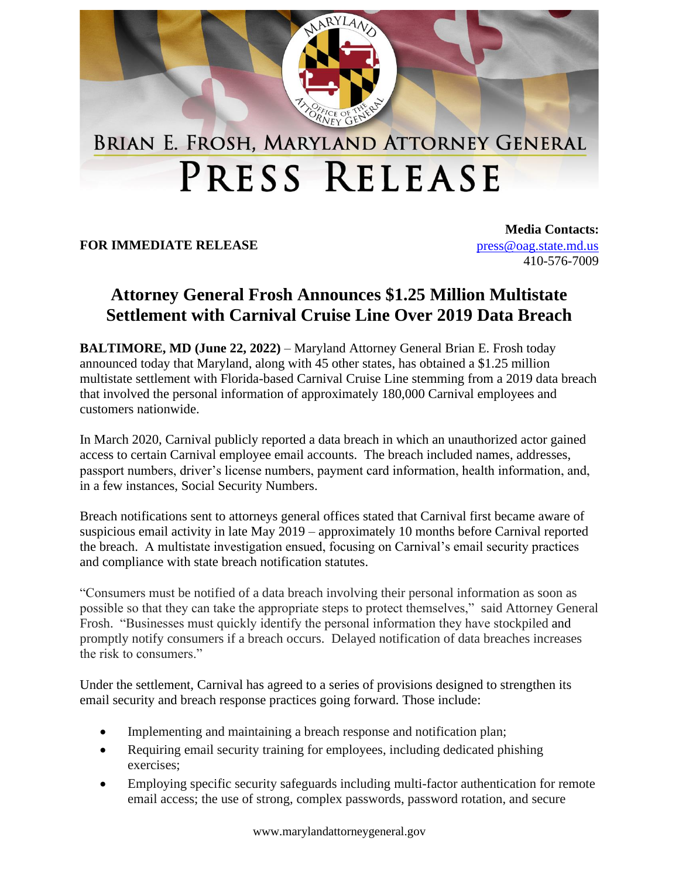# Brian E. Frosh, Maryland Attorney General

# Press Release

**FOR IMMEDIATE RELEASE**

**Media Contacts:**
press@oag.state.md.us
410-576-7009

## Attorney General Frosh Announces $1.25 Million Multistate Settlement with Carnival Cruise Line Over 2019 Data Breach

**BALTIMORE, MD (June 22, 2022)** – Maryland Attorney General Brian E. Frosh today announced today that Maryland, along with 45 other states, has obtained a $1.25 million multistate settlement with Florida-based Carnival Cruise Line stemming from a 2019 data breach that involved the personal information of approximately 180,000 Carnival employees and customers nationwide.

In March 2020, Carnival publicly reported a data breach in which an unauthorized actor gained access to certain Carnival employee email accounts. The breach included names, addresses, passport numbers, driver's license numbers, payment card information, health information, and, in a few instances, Social Security Numbers.

Breach notifications sent to attorneys general offices stated that Carnival first became aware of suspicious email activity in late May 2019 – approximately 10 months before Carnival reported the breach. A multistate investigation ensued, focusing on Carnival's email security practices and compliance with state breach notification statutes.

"Consumers must be notified of a data breach involving their personal information as soon as possible so that they can take the appropriate steps to protect themselves," said Attorney General Frosh. "Businesses must quickly identify the personal information they have stockpiled and promptly notify consumers if a breach occurs. Delayed notification of data breaches increases the risk to consumers."

Under the settlement, Carnival has agreed to a series of provisions designed to strengthen its email security and breach response practices going forward. Those include:

- Implementing and maintaining a breach response and notification plan;
- Requiring email security training for employees, including dedicated phishing exercises;
- Employing specific security safeguards including multi-factor authentication for remote email access; the use of strong, complex passwords, password rotation, and secure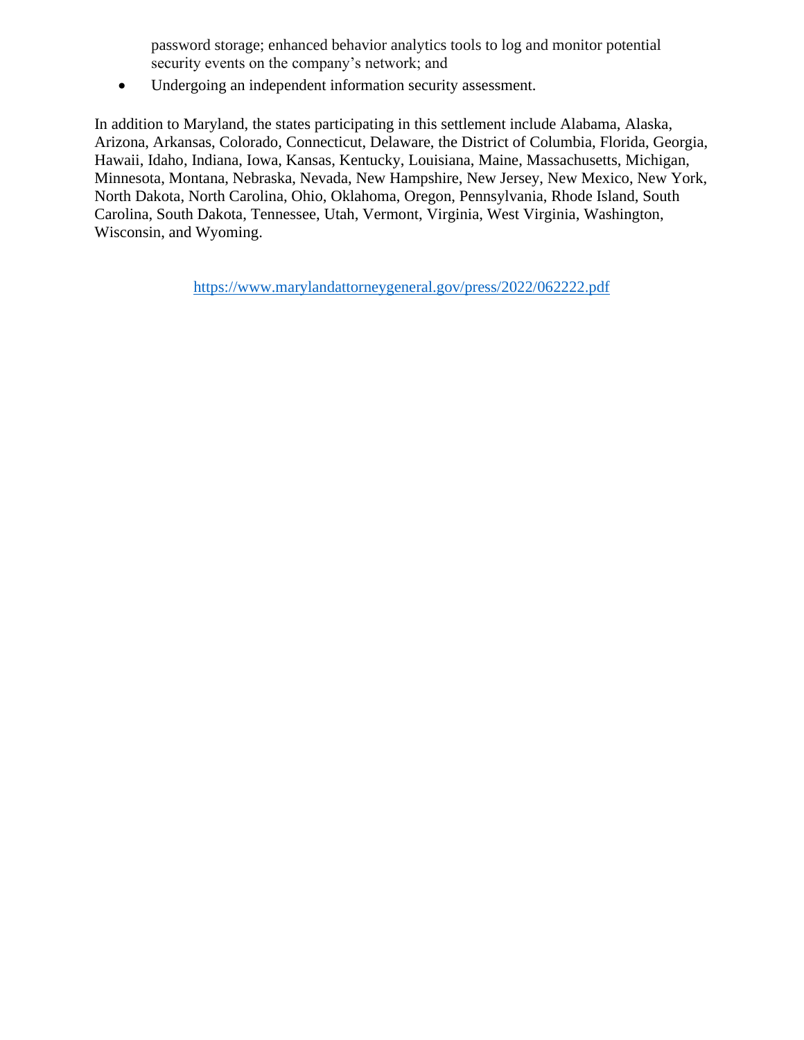password storage; enhanced behavior analytics tools to log and monitor potential security events on the company's network; and

- Undergoing an independent information security assessment.

In addition to Maryland, the states participating in this settlement include Alabama, Alaska, Arizona, Arkansas, Colorado, Connecticut, Delaware, the District of Columbia, Florida, Georgia, Hawaii, Idaho, Indiana, Iowa, Kansas, Kentucky, Louisiana, Maine, Massachusetts, Michigan, Minnesota, Montana, Nebraska, Nevada, New Hampshire, New Jersey, New Mexico, New York, North Dakota, North Carolina, Ohio, Oklahoma, Oregon, Pennsylvania, Rhode Island, South Carolina, South Dakota, Tennessee, Utah, Vermont, Virginia, West Virginia, Washington, Wisconsin, and Wyoming.

https://www.marylandattorneygeneral.gov/press/2022/062222.pdf